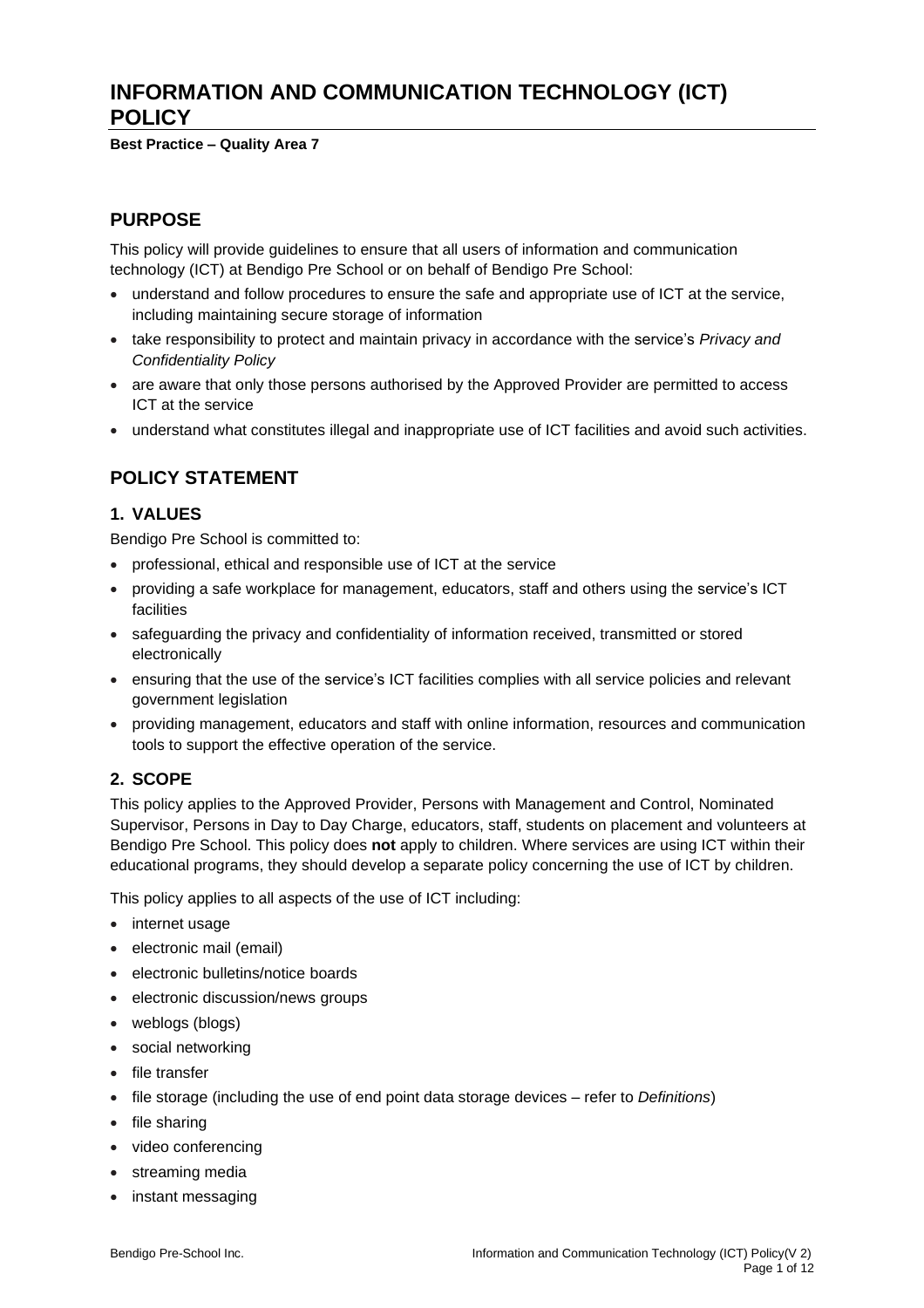# INFORMATION AND COMMUNICATION TECHNOLOGY (ICT) POLICY

**Best Practice – Quality Area 7**

## PURPOSE

This policy will provide guidelines to ensure that all users of information and communication technology (ICT) at Bendigo Pre School or on behalf of Bendigo Pre School:

- understand and follow procedures to ensure the safe and appropriate use of ICT at the service, including maintaining secure storage of information
- take responsibility to protect and maintain privacy in accordance with the service's *Privacy and Confidentiality Policy*
- are aware that only those persons authorised by the Approved Provider are permitted to access ICT at the service
- understand what constitutes illegal and inappropriate use of ICT facilities and avoid such activities.

## POLICY STATEMENT

### 1. VALUES

Bendigo Pre School is committed to:

- professional, ethical and responsible use of ICT at the service
- providing a safe workplace for management, educators, staff and others using the service's ICT facilities
- safeguarding the privacy and confidentiality of information received, transmitted or stored electronically
- ensuring that the use of the service's ICT facilities complies with all service policies and relevant government legislation
- providing management, educators and staff with online information, resources and communication tools to support the effective operation of the service.

### 2. SCOPE

This policy applies to the Approved Provider, Persons with Management and Control, Nominated Supervisor, Persons in Day to Day Charge, educators, staff, students on placement and volunteers at Bendigo Pre School. This policy does **not** apply to children. Where services are using ICT within their educational programs, they should develop a separate policy concerning the use of ICT by children.

This policy applies to all aspects of the use of ICT including:

- internet usage
- electronic mail (email)
- electronic bulletins/notice boards
- electronic discussion/news groups
- weblogs (blogs)
- social networking
- file transfer
- file storage (including the use of end point data storage devices – refer to *Definitions*)
- file sharing
- video conferencing
- streaming media
- instant messaging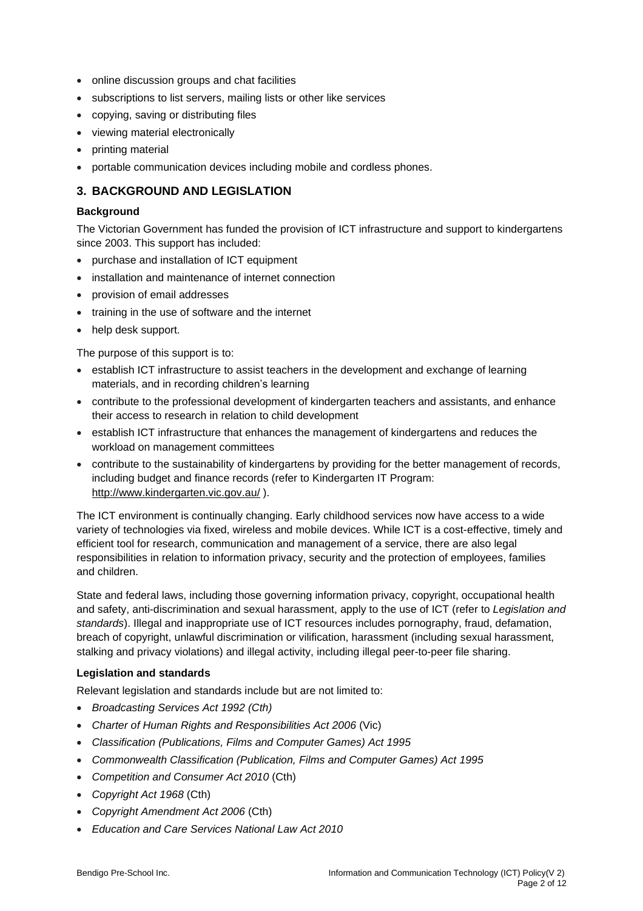- online discussion groups and chat facilities
- subscriptions to list servers, mailing lists or other like services
- copying, saving or distributing files
- viewing material electronically
- printing material
- portable communication devices including mobile and cordless phones.

## 3. BACKGROUND AND LEGISLATION

### Background

The Victorian Government has funded the provision of ICT infrastructure and support to kindergartens since 2003. This support has included:

- purchase and installation of ICT equipment
- installation and maintenance of internet connection
- provision of email addresses
- training in the use of software and the internet
- help desk support.

The purpose of this support is to:

- establish ICT infrastructure to assist teachers in the development and exchange of learning materials, and in recording children's learning
- contribute to the professional development of kindergarten teachers and assistants, and enhance their access to research in relation to child development
- establish ICT infrastructure that enhances the management of kindergartens and reduces the workload on management committees
- contribute to the sustainability of kindergartens by providing for the better management of records, including budget and finance records (refer to Kindergarten IT Program: http://www.kindergarten.vic.gov.au/ ).

The ICT environment is continually changing. Early childhood services now have access to a wide variety of technologies via fixed, wireless and mobile devices. While ICT is a cost-effective, timely and efficient tool for research, communication and management of a service, there are also legal responsibilities in relation to information privacy, security and the protection of employees, families and children.

State and federal laws, including those governing information privacy, copyright, occupational health and safety, anti-discrimination and sexual harassment, apply to the use of ICT (refer to *Legislation and standards*). Illegal and inappropriate use of ICT resources includes pornography, fraud, defamation, breach of copyright, unlawful discrimination or vilification, harassment (including sexual harassment, stalking and privacy violations) and illegal activity, including illegal peer-to-peer file sharing.

### Legislation and standards

Relevant legislation and standards include but are not limited to:

- *Broadcasting Services Act 1992 (Cth)*
- *Charter of Human Rights and Responsibilities Act 2006* (Vic)
- *Classification (Publications, Films and Computer Games) Act 1995*
- *Commonwealth Classification (Publication, Films and Computer Games) Act 1995*
- *Competition and Consumer Act 2010* (Cth)
- *Copyright Act 1968* (Cth)
- *Copyright Amendment Act 2006* (Cth)
- *Education and Care Services National Law Act 2010*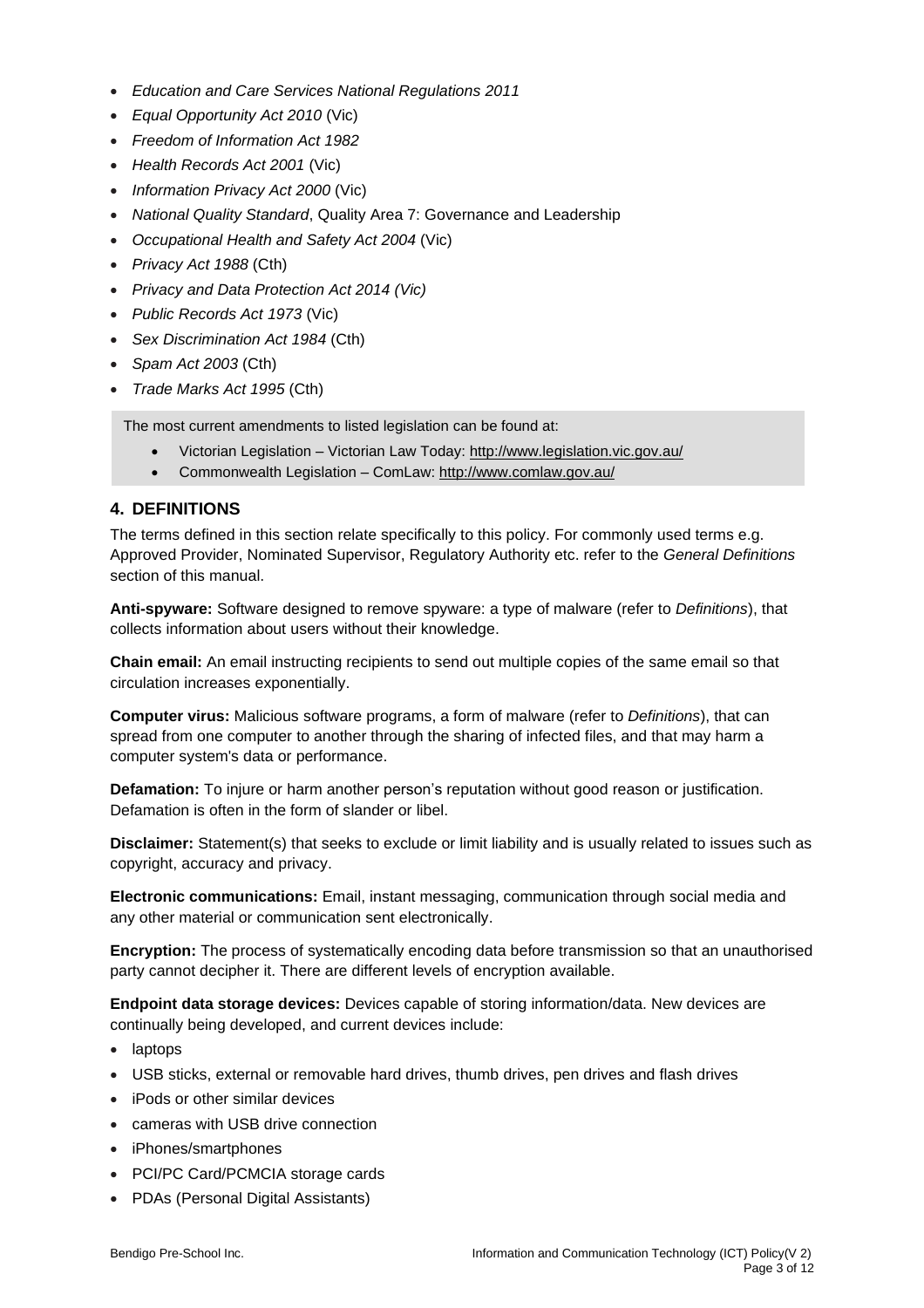- *Education and Care Services National Regulations 2011*
- *Equal Opportunity Act 2010* (Vic)
- *Freedom of Information Act 1982*
- *Health Records Act 2001* (Vic)
- *Information Privacy Act 2000* (Vic)
- *National Quality Standard*, Quality Area 7: Governance and Leadership
- *Occupational Health and Safety Act 2004* (Vic)
- *Privacy Act 1988* (Cth)
- *Privacy and Data Protection Act 2014 (Vic)*
- *Public Records Act 1973* (Vic)
- *Sex Discrimination Act 1984* (Cth)
- *Spam Act 2003* (Cth)
- *Trade Marks Act 1995* (Cth)

> The most current amendments to listed legislation can be found at:
>
> - Victorian Legislation – Victorian Law Today: http://www.legislation.vic.gov.au/
> - Commonwealth Legislation – ComLaw: http://www.comlaw.gov.au/

## 4. DEFINITIONS

The terms defined in this section relate specifically to this policy. For commonly used terms e.g. Approved Provider, Nominated Supervisor, Regulatory Authority etc. refer to the *General Definitions* section of this manual.

**Anti-spyware:** Software designed to remove spyware: a type of malware (refer to *Definitions*), that collects information about users without their knowledge.

**Chain email:** An email instructing recipients to send out multiple copies of the same email so that circulation increases exponentially.

**Computer virus:** Malicious software programs, a form of malware (refer to *Definitions*), that can spread from one computer to another through the sharing of infected files, and that may harm a computer system's data or performance.

**Defamation:** To injure or harm another person's reputation without good reason or justification. Defamation is often in the form of slander or libel.

**Disclaimer:** Statement(s) that seeks to exclude or limit liability and is usually related to issues such as copyright, accuracy and privacy.

**Electronic communications:** Email, instant messaging, communication through social media and any other material or communication sent electronically.

**Encryption:** The process of systematically encoding data before transmission so that an unauthorised party cannot decipher it. There are different levels of encryption available.

**Endpoint data storage devices:** Devices capable of storing information/data. New devices are continually being developed, and current devices include:

- laptops
- USB sticks, external or removable hard drives, thumb drives, pen drives and flash drives
- iPods or other similar devices
- cameras with USB drive connection
- iPhones/smartphones
- PCI/PC Card/PCMCIA storage cards
- PDAs (Personal Digital Assistants)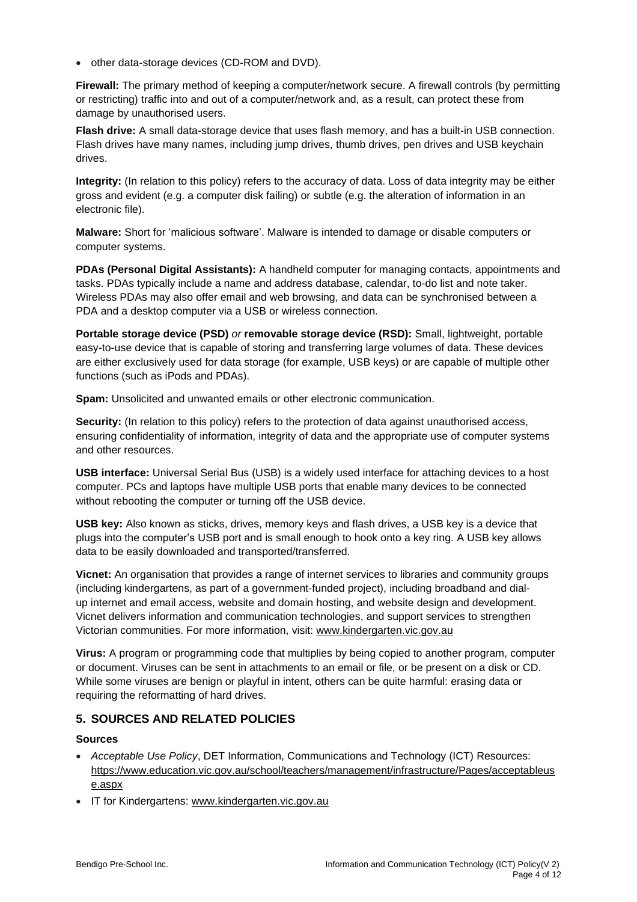- other data-storage devices (CD-ROM and DVD).

**Firewall:** The primary method of keeping a computer/network secure. A firewall controls (by permitting or restricting) traffic into and out of a computer/network and, as a result, can protect these from damage by unauthorised users.

**Flash drive:** A small data-storage device that uses flash memory, and has a built-in USB connection. Flash drives have many names, including jump drives, thumb drives, pen drives and USB keychain drives.

**Integrity:** (In relation to this policy) refers to the accuracy of data. Loss of data integrity may be either gross and evident (e.g. a computer disk failing) or subtle (e.g. the alteration of information in an electronic file).

**Malware:** Short for 'malicious software'. Malware is intended to damage or disable computers or computer systems.

**PDAs (Personal Digital Assistants):** A handheld computer for managing contacts, appointments and tasks. PDAs typically include a name and address database, calendar, to-do list and note taker. Wireless PDAs may also offer email and web browsing, and data can be synchronised between a PDA and a desktop computer via a USB or wireless connection.

**Portable storage device (PSD)** *or* **removable storage device (RSD):** Small, lightweight, portable easy-to-use device that is capable of storing and transferring large volumes of data. These devices are either exclusively used for data storage (for example, USB keys) or are capable of multiple other functions (such as iPods and PDAs).

**Spam:** Unsolicited and unwanted emails or other electronic communication.

**Security:** (In relation to this policy) refers to the protection of data against unauthorised access, ensuring confidentiality of information, integrity of data and the appropriate use of computer systems and other resources.

**USB interface:** Universal Serial Bus (USB) is a widely used interface for attaching devices to a host computer. PCs and laptops have multiple USB ports that enable many devices to be connected without rebooting the computer or turning off the USB device.

**USB key:** Also known as sticks, drives, memory keys and flash drives, a USB key is a device that plugs into the computer's USB port and is small enough to hook onto a key ring. A USB key allows data to be easily downloaded and transported/transferred.

**Vicnet:** An organisation that provides a range of internet services to libraries and community groups (including kindergartens, as part of a government-funded project), including broadband and dial-up internet and email access, website and domain hosting, and website design and development. Vicnet delivers information and communication technologies, and support services to strengthen Victorian communities. For more information, visit: www.kindergarten.vic.gov.au

**Virus:** A program or programming code that multiplies by being copied to another program, computer or document. Viruses can be sent in attachments to an email or file, or be present on a disk or CD. While some viruses are benign or playful in intent, others can be quite harmful: erasing data or requiring the reformatting of hard drives.

## 5. SOURCES AND RELATED POLICIES

### Sources

- *Acceptable Use Policy*, DET Information, Communications and Technology (ICT) Resources: https://www.education.vic.gov.au/school/teachers/management/infrastructure/Pages/acceptableuse.aspx
- IT for Kindergartens: www.kindergarten.vic.gov.au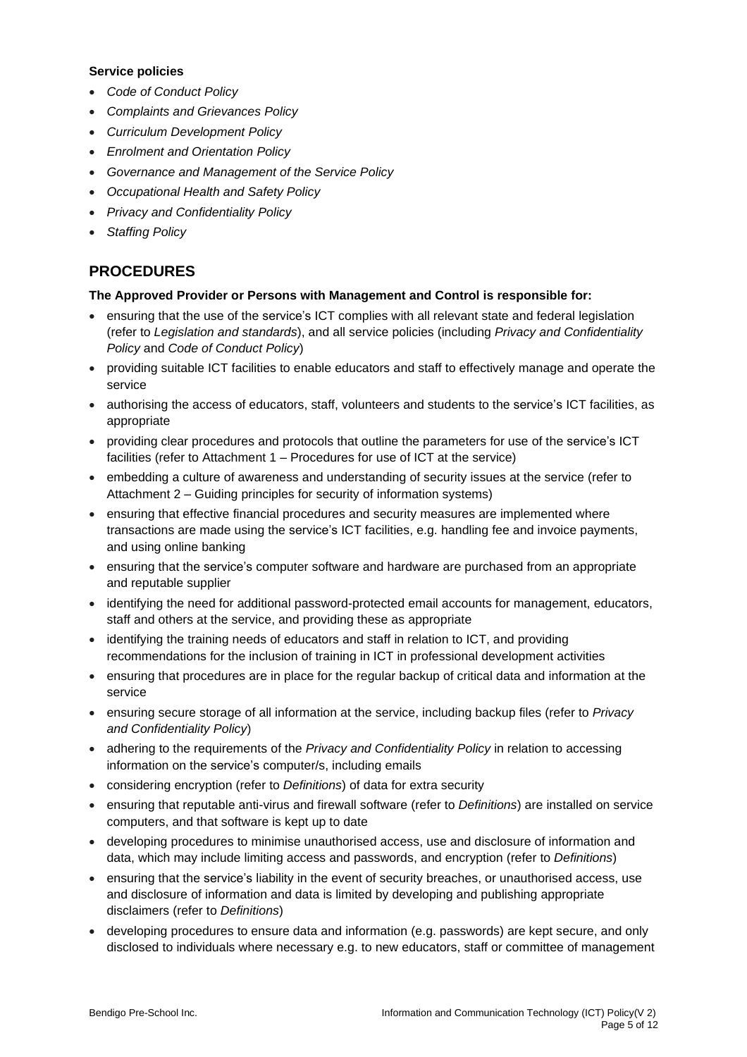**Service policies**

- *Code of Conduct Policy*
- *Complaints and Grievances Policy*
- *Curriculum Development Policy*
- *Enrolment and Orientation Policy*
- *Governance and Management of the Service Policy*
- *Occupational Health and Safety Policy*
- *Privacy and Confidentiality Policy*
- *Staffing Policy*

## PROCEDURES

**The Approved Provider or Persons with Management and Control is responsible for:**

- ensuring that the use of the service's ICT complies with all relevant state and federal legislation (refer to *Legislation and standards*), and all service policies (including *Privacy and Confidentiality Policy* and *Code of Conduct Policy*)
- providing suitable ICT facilities to enable educators and staff to effectively manage and operate the service
- authorising the access of educators, staff, volunteers and students to the service's ICT facilities, as appropriate
- providing clear procedures and protocols that outline the parameters for use of the service's ICT facilities (refer to Attachment 1 – Procedures for use of ICT at the service)
- embedding a culture of awareness and understanding of security issues at the service (refer to Attachment 2 – Guiding principles for security of information systems)
- ensuring that effective financial procedures and security measures are implemented where transactions are made using the service's ICT facilities, e.g. handling fee and invoice payments, and using online banking
- ensuring that the service's computer software and hardware are purchased from an appropriate and reputable supplier
- identifying the need for additional password-protected email accounts for management, educators, staff and others at the service, and providing these as appropriate
- identifying the training needs of educators and staff in relation to ICT, and providing recommendations for the inclusion of training in ICT in professional development activities
- ensuring that procedures are in place for the regular backup of critical data and information at the service
- ensuring secure storage of all information at the service, including backup files (refer to *Privacy and Confidentiality Policy*)
- adhering to the requirements of the *Privacy and Confidentiality Policy* in relation to accessing information on the service's computer/s, including emails
- considering encryption (refer to *Definitions*) of data for extra security
- ensuring that reputable anti-virus and firewall software (refer to *Definitions*) are installed on service computers, and that software is kept up to date
- developing procedures to minimise unauthorised access, use and disclosure of information and data, which may include limiting access and passwords, and encryption (refer to *Definitions*)
- ensuring that the service's liability in the event of security breaches, or unauthorised access, use and disclosure of information and data is limited by developing and publishing appropriate disclaimers (refer to *Definitions*)
- developing procedures to ensure data and information (e.g. passwords) are kept secure, and only disclosed to individuals where necessary e.g. to new educators, staff or committee of management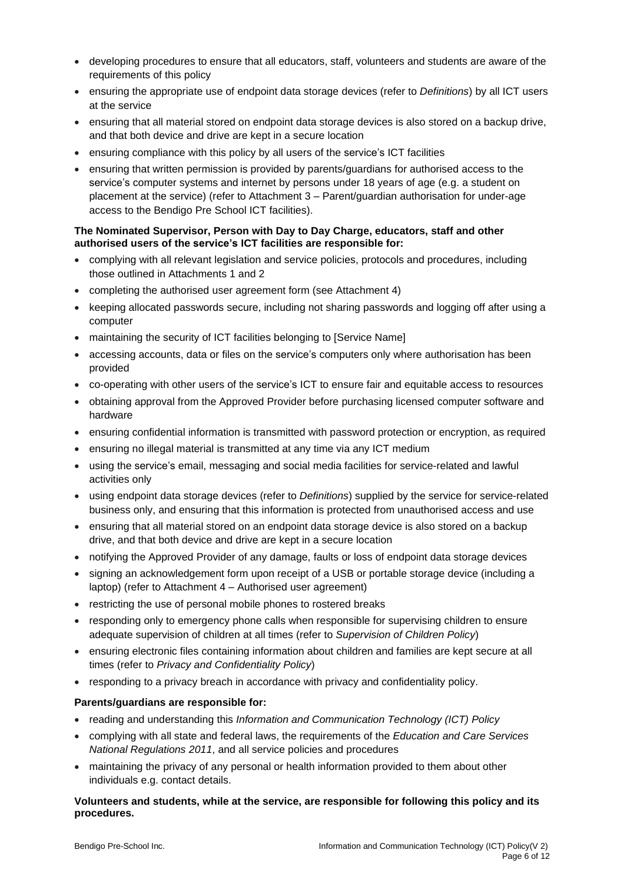- developing procedures to ensure that all educators, staff, volunteers and students are aware of the requirements of this policy
- ensuring the appropriate use of endpoint data storage devices (refer to *Definitions*) by all ICT users at the service
- ensuring that all material stored on endpoint data storage devices is also stored on a backup drive, and that both device and drive are kept in a secure location
- ensuring compliance with this policy by all users of the service's ICT facilities
- ensuring that written permission is provided by parents/guardians for authorised access to the service's computer systems and internet by persons under 18 years of age (e.g. a student on placement at the service) (refer to Attachment 3 – Parent/guardian authorisation for under-age access to the Bendigo Pre School ICT facilities).

**The Nominated Supervisor, Person with Day to Day Charge, educators, staff and other authorised users of the service's ICT facilities are responsible for:**

- complying with all relevant legislation and service policies, protocols and procedures, including those outlined in Attachments 1 and 2
- completing the authorised user agreement form (see Attachment 4)
- keeping allocated passwords secure, including not sharing passwords and logging off after using a computer
- maintaining the security of ICT facilities belonging to [Service Name]
- accessing accounts, data or files on the service's computers only where authorisation has been provided
- co-operating with other users of the service's ICT to ensure fair and equitable access to resources
- obtaining approval from the Approved Provider before purchasing licensed computer software and hardware
- ensuring confidential information is transmitted with password protection or encryption, as required
- ensuring no illegal material is transmitted at any time via any ICT medium
- using the service's email, messaging and social media facilities for service-related and lawful activities only
- using endpoint data storage devices (refer to *Definitions*) supplied by the service for service-related business only, and ensuring that this information is protected from unauthorised access and use
- ensuring that all material stored on an endpoint data storage device is also stored on a backup drive, and that both device and drive are kept in a secure location
- notifying the Approved Provider of any damage, faults or loss of endpoint data storage devices
- signing an acknowledgement form upon receipt of a USB or portable storage device (including a laptop) (refer to Attachment 4 – Authorised user agreement)
- restricting the use of personal mobile phones to rostered breaks
- responding only to emergency phone calls when responsible for supervising children to ensure adequate supervision of children at all times (refer to *Supervision of Children Policy*)
- ensuring electronic files containing information about children and families are kept secure at all times (refer to *Privacy and Confidentiality Policy*)
- responding to a privacy breach in accordance with privacy and confidentiality policy.

**Parents/guardians are responsible for:**

- reading and understanding this *Information and Communication Technology (ICT) Policy*
- complying with all state and federal laws, the requirements of the *Education and Care Services National Regulations 2011*, and all service policies and procedures
- maintaining the privacy of any personal or health information provided to them about other individuals e.g. contact details.

**Volunteers and students, while at the service, are responsible for following this policy and its procedures.**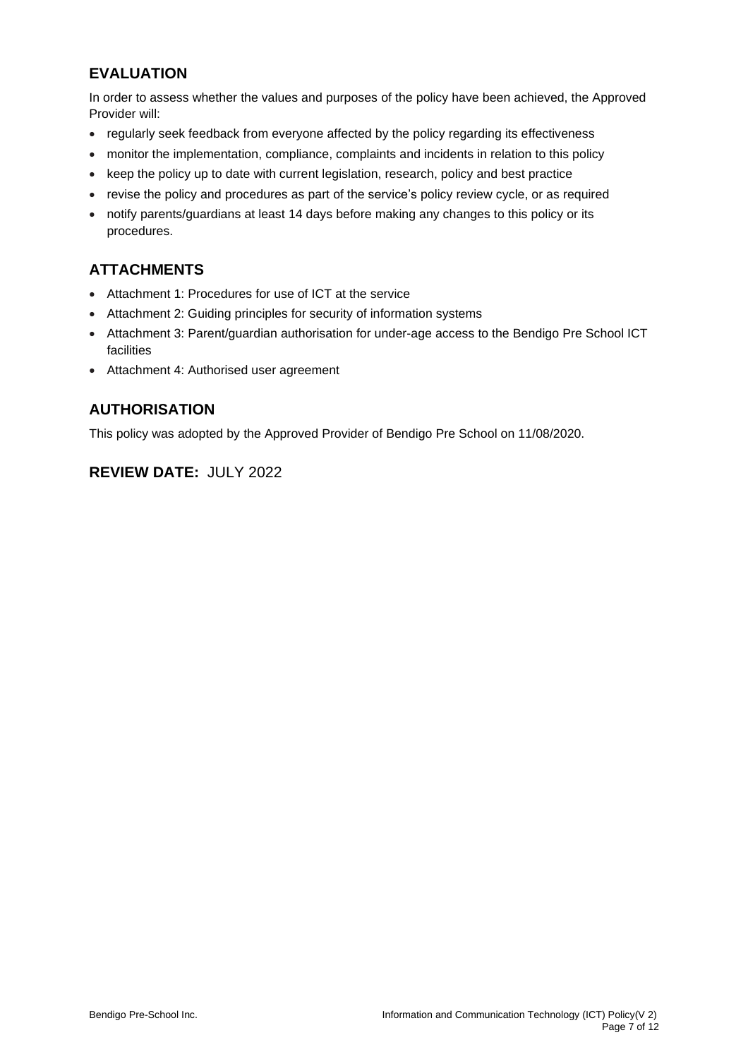## EVALUATION

In order to assess whether the values and purposes of the policy have been achieved, the Approved Provider will:

- regularly seek feedback from everyone affected by the policy regarding its effectiveness
- monitor the implementation, compliance, complaints and incidents in relation to this policy
- keep the policy up to date with current legislation, research, policy and best practice
- revise the policy and procedures as part of the service's policy review cycle, or as required
- notify parents/guardians at least 14 days before making any changes to this policy or its procedures.

## ATTACHMENTS

- Attachment 1: Procedures for use of ICT at the service
- Attachment 2: Guiding principles for security of information systems
- Attachment 3: Parent/guardian authorisation for under-age access to the Bendigo Pre School ICT facilities
- Attachment 4: Authorised user agreement

## AUTHORISATION

This policy was adopted by the Approved Provider of Bendigo Pre School on 11/08/2020.

## REVIEW DATE: JULY 2022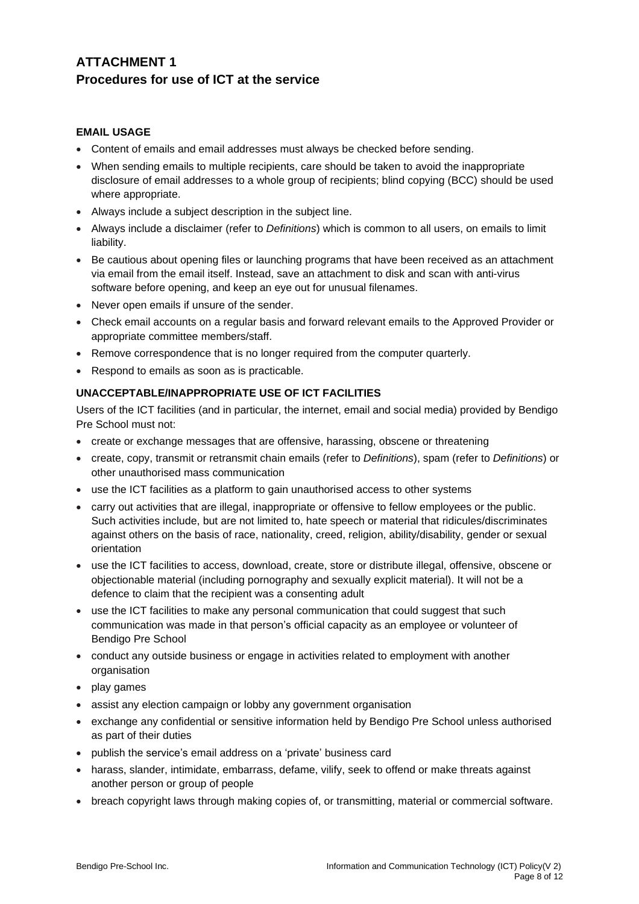# ATTACHMENT 1

## Procedures for use of ICT at the service

### EMAIL USAGE

- Content of emails and email addresses must always be checked before sending.
- When sending emails to multiple recipients, care should be taken to avoid the inappropriate disclosure of email addresses to a whole group of recipients; blind copying (BCC) should be used where appropriate.
- Always include a subject description in the subject line.
- Always include a disclaimer (refer to *Definitions*) which is common to all users, on emails to limit liability.
- Be cautious about opening files or launching programs that have been received as an attachment via email from the email itself. Instead, save an attachment to disk and scan with anti-virus software before opening, and keep an eye out for unusual filenames.
- Never open emails if unsure of the sender.
- Check email accounts on a regular basis and forward relevant emails to the Approved Provider or appropriate committee members/staff.
- Remove correspondence that is no longer required from the computer quarterly.
- Respond to emails as soon as is practicable.

### UNACCEPTABLE/INAPPROPRIATE USE OF ICT FACILITIES

Users of the ICT facilities (and in particular, the internet, email and social media) provided by Bendigo Pre School must not:

- create or exchange messages that are offensive, harassing, obscene or threatening
- create, copy, transmit or retransmit chain emails (refer to *Definitions*), spam (refer to *Definitions*) or other unauthorised mass communication
- use the ICT facilities as a platform to gain unauthorised access to other systems
- carry out activities that are illegal, inappropriate or offensive to fellow employees or the public. Such activities include, but are not limited to, hate speech or material that ridicules/discriminates against others on the basis of race, nationality, creed, religion, ability/disability, gender or sexual orientation
- use the ICT facilities to access, download, create, store or distribute illegal, offensive, obscene or objectionable material (including pornography and sexually explicit material). It will not be a defence to claim that the recipient was a consenting adult
- use the ICT facilities to make any personal communication that could suggest that such communication was made in that person's official capacity as an employee or volunteer of Bendigo Pre School
- conduct any outside business or engage in activities related to employment with another organisation
- play games
- assist any election campaign or lobby any government organisation
- exchange any confidential or sensitive information held by Bendigo Pre School unless authorised as part of their duties
- publish the service's email address on a 'private' business card
- harass, slander, intimidate, embarrass, defame, vilify, seek to offend or make threats against another person or group of people
- breach copyright laws through making copies of, or transmitting, material or commercial software.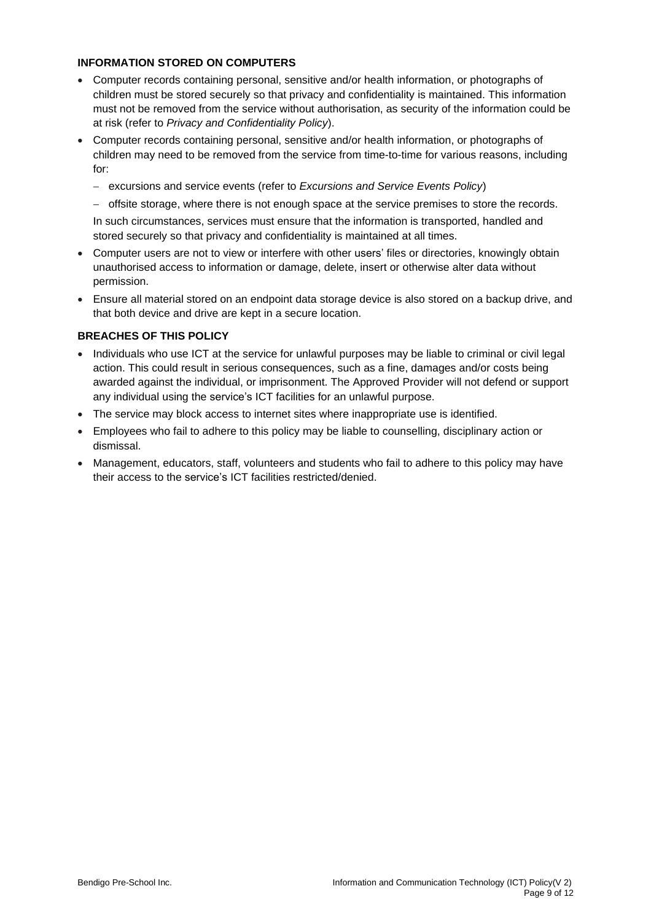**INFORMATION STORED ON COMPUTERS**

- Computer records containing personal, sensitive and/or health information, or photographs of children must be stored securely so that privacy and confidentiality is maintained. This information must not be removed from the service without authorisation, as security of the information could be at risk (refer to *Privacy and Confidentiality Policy*).
- Computer records containing personal, sensitive and/or health information, or photographs of children may need to be removed from the service from time-to-time for various reasons, including for:
  - excursions and service events (refer to *Excursions and Service Events Policy*)
  - offsite storage, where there is not enough space at the service premises to store the records.

  In such circumstances, services must ensure that the information is transported, handled and stored securely so that privacy and confidentiality is maintained at all times.
- Computer users are not to view or interfere with other users' files or directories, knowingly obtain unauthorised access to information or damage, delete, insert or otherwise alter data without permission.
- Ensure all material stored on an endpoint data storage device is also stored on a backup drive, and that both device and drive are kept in a secure location.

**BREACHES OF THIS POLICY**

- Individuals who use ICT at the service for unlawful purposes may be liable to criminal or civil legal action. This could result in serious consequences, such as a fine, damages and/or costs being awarded against the individual, or imprisonment. The Approved Provider will not defend or support any individual using the service's ICT facilities for an unlawful purpose.
- The service may block access to internet sites where inappropriate use is identified.
- Employees who fail to adhere to this policy may be liable to counselling, disciplinary action or dismissal.
- Management, educators, staff, volunteers and students who fail to adhere to this policy may have their access to the service's ICT facilities restricted/denied.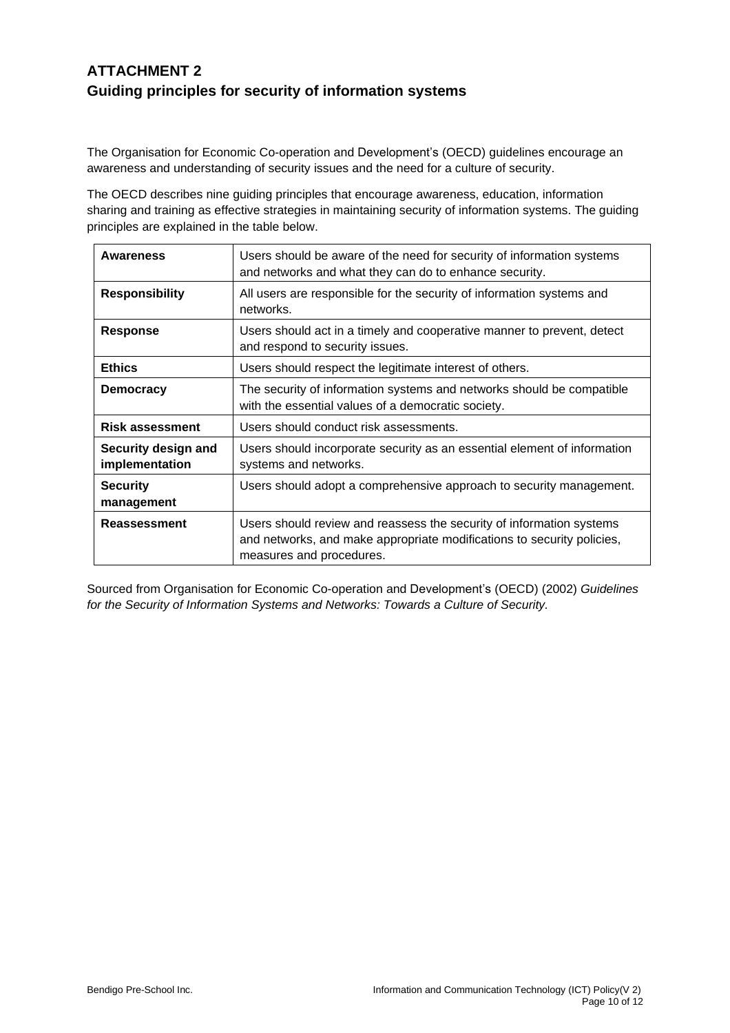# ATTACHMENT 2
## Guiding principles for security of information systems

The Organisation for Economic Co-operation and Development's (OECD) guidelines encourage an awareness and understanding of security issues and the need for a culture of security.

The OECD describes nine guiding principles that encourage awareness, education, information sharing and training as effective strategies in maintaining security of information systems. The guiding principles are explained in the table below.

| | |
|---|---|
| **Awareness** | Users should be aware of the need for security of information systems and networks and what they can do to enhance security. |
| **Responsibility** | All users are responsible for the security of information systems and networks. |
| **Response** | Users should act in a timely and cooperative manner to prevent, detect and respond to security issues. |
| **Ethics** | Users should respect the legitimate interest of others. |
| **Democracy** | The security of information systems and networks should be compatible with the essential values of a democratic society. |
| **Risk assessment** | Users should conduct risk assessments. |
| **Security design and implementation** | Users should incorporate security as an essential element of information systems and networks. |
| **Security management** | Users should adopt a comprehensive approach to security management. |
| **Reassessment** | Users should review and reassess the security of information systems and networks, and make appropriate modifications to security policies, measures and procedures. |

Sourced from Organisation for Economic Co-operation and Development's (OECD) (2002) *Guidelines for the Security of Information Systems and Networks: Towards a Culture of Security.*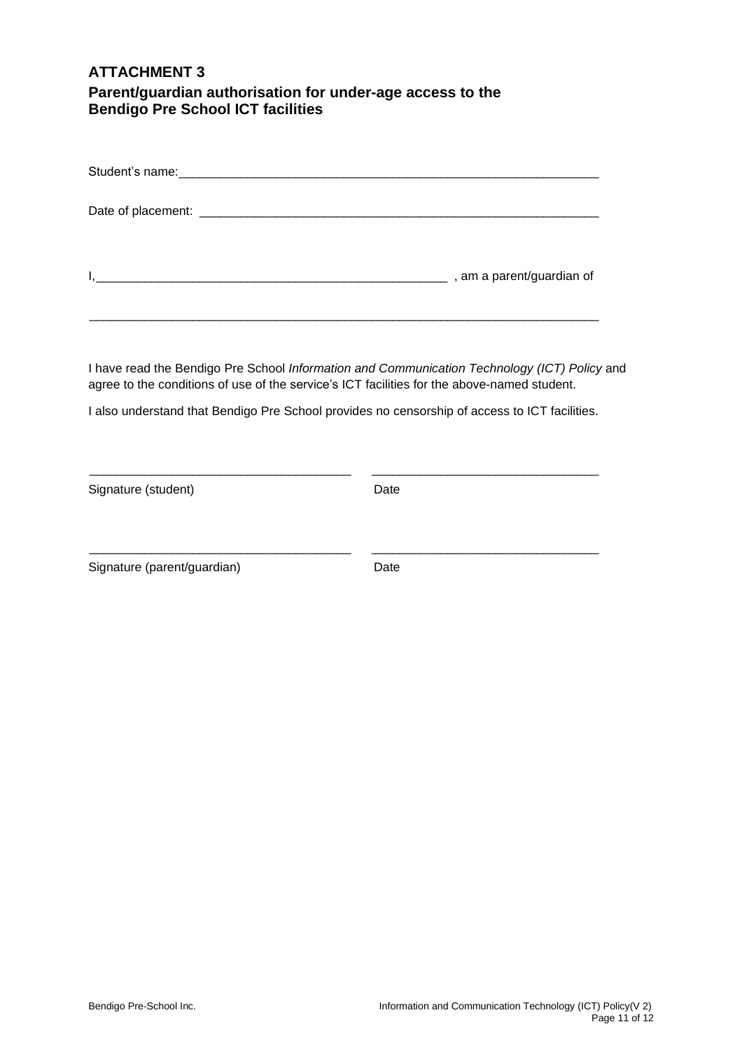## ATTACHMENT 3

### Parent/guardian authorisation for under-age access to the Bendigo Pre School ICT facilities

Student's name:_______________________________________________________________

Date of placement: ____________________________________________________________

I,_____________________________________________________ , am a parent/guardian of

_____________________________________________________________________________

I have read the Bendigo Pre School *Information and Communication Technology (ICT) Policy* and agree to the conditions of use of the service's ICT facilities for the above-named student.

I also understand that Bendigo Pre School provides no censorship of access to ICT facilities.

______________________________________ ________________________________

Signature (student) Date

______________________________________ ________________________________

Signature (parent/guardian) Date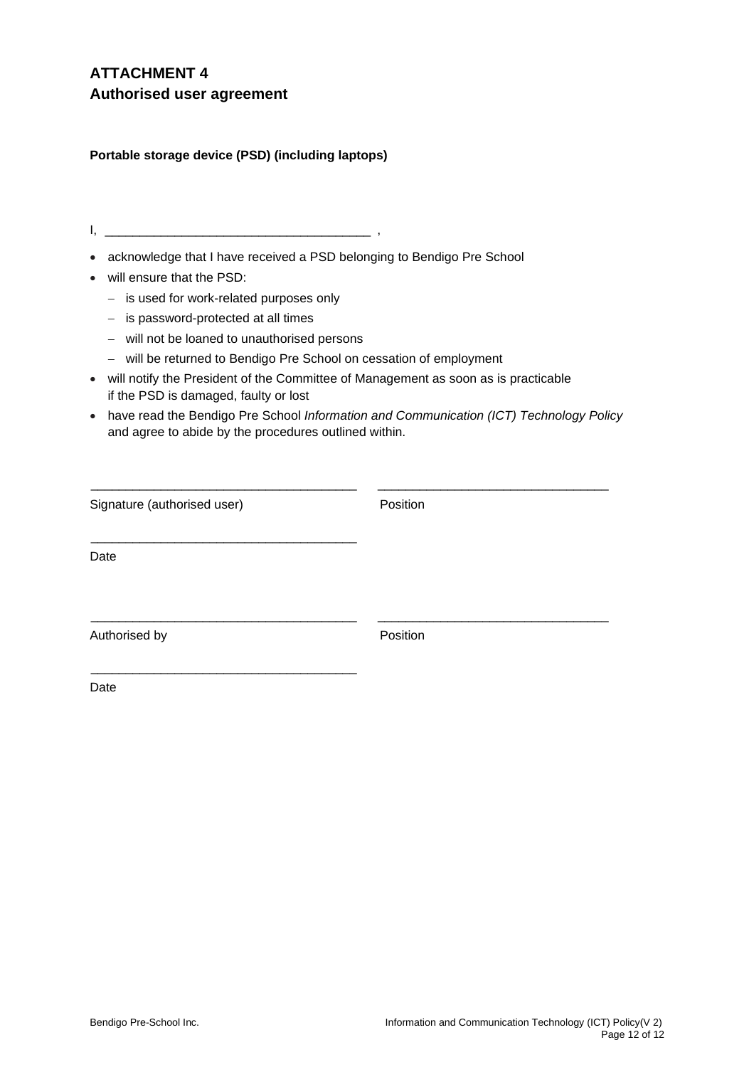## ATTACHMENT 4
## Authorised user agreement

**Portable storage device (PSD) (including laptops)**

I, ____________________________________ ,

- acknowledge that I have received a PSD belonging to Bendigo Pre School
- will ensure that the PSD:
  - is used for work-related purposes only
  - is password-protected at all times
  - will not be loaned to unauthorised persons
  - will be returned to Bendigo Pre School on cessation of employment
- will notify the President of the Committee of Management as soon as is practicable if the PSD is damaged, faulty or lost
- have read the Bendigo Pre School *Information and Communication (ICT) Technology Policy* and agree to abide by the procedures outlined within.

____________________________________ ________________________________

Signature (authorised user) Position

____________________________________

Date

____________________________________ ________________________________

Authorised by Position

____________________________________

Date